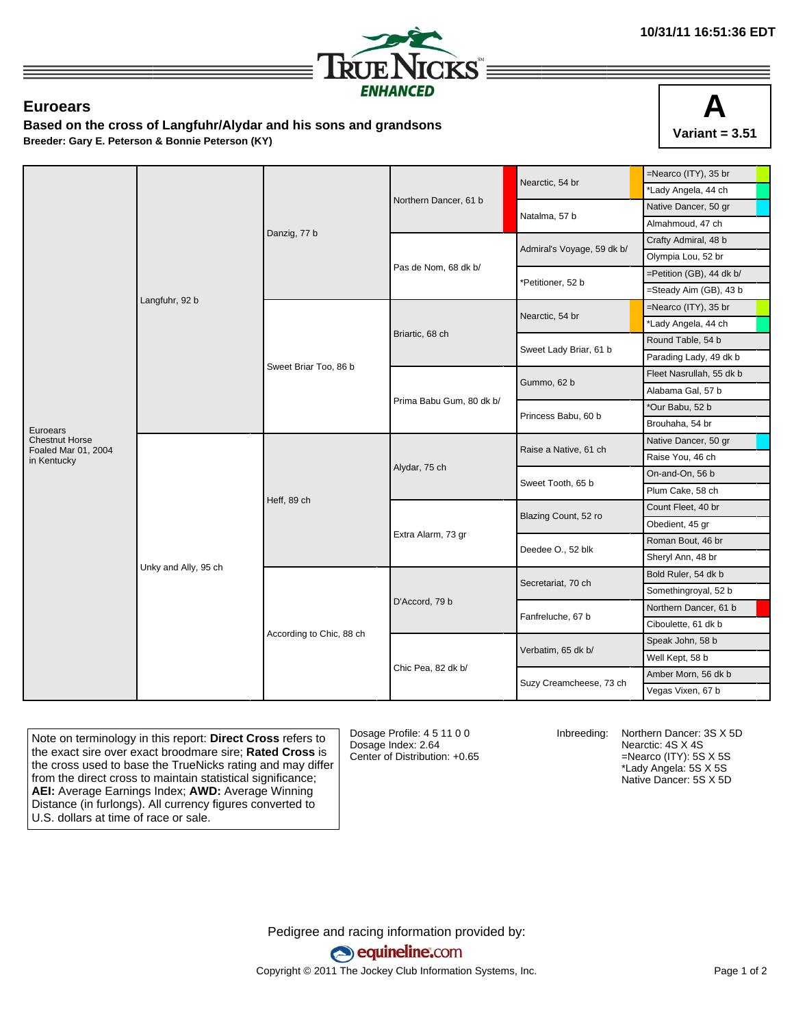10/31/11 16:51:36 EDT

TRUENICKS ENHANCED

## Euroears

### Based on the cross of Langfuhr/Alydar and his sons and grandsons

**Breeder: Gary E. Peterson & Bonnie Peterson (KY)**

**A**
**Variant = 3.51**

| | | | | | |
|---|---|---|---|---|---|
| Euroears Chestnut Horse Foaled Mar 01, 2004 in Kentucky | Langfuhr, 92 b | Danzig, 77 b | Northern Dancer, 61 b | Nearctic, 54 br | =Nearco (ITY), 35 br |
| | | | | | *Lady Angela, 44 ch |
| | | | | Natalma, 57 b | Native Dancer, 50 gr |
| | | | | | Almahmoud, 47 ch |
| | | | Pas de Nom, 68 dk b/ | Admiral's Voyage, 59 dk b/ | Crafty Admiral, 48 b |
| | | | | | Olympia Lou, 52 br |
| | | | | *Petitioner, 52 b | =Petition (GB), 44 dk b/ |
| | | | | | =Steady Aim (GB), 43 b |
| | | Sweet Briar Too, 86 b | Briartic, 68 ch | Nearctic, 54 br | =Nearco (ITY), 35 br |
| | | | | | *Lady Angela, 44 ch |
| | | | | Sweet Lady Briar, 61 b | Round Table, 54 b |
| | | | | | Parading Lady, 49 dk b |
| | | | Prima Babu Gum, 80 dk b/ | Gummo, 62 b | Fleet Nasrullah, 55 dk b |
| | | | | | Alabama Gal, 57 b |
| | | | | Princess Babu, 60 b | *Our Babu, 52 b |
| | | | | | Brouhaha, 54 br |
| | Unky and Ally, 95 ch | Heff, 89 ch | Alydar, 75 ch | Raise a Native, 61 ch | Native Dancer, 50 gr |
| | | | | | Raise You, 46 ch |
| | | | | Sweet Tooth, 65 b | On-and-On, 56 b |
| | | | | | Plum Cake, 58 ch |
| | | | Extra Alarm, 73 gr | Blazing Count, 52 ro | Count Fleet, 40 br |
| | | | | | Obedient, 45 gr |
| | | | | Deedee O., 52 blk | Roman Bout, 46 br |
| | | | | | Sheryl Ann, 48 br |
| | | According to Chic, 88 ch | D'Accord, 79 b | Secretariat, 70 ch | Bold Ruler, 54 dk b |
| | | | | | Somethingroyal, 52 b |
| | | | | Fanfreluche, 67 b | Northern Dancer, 61 b |
| | | | | | Ciboulette, 61 dk b |
| | | | Chic Pea, 82 dk b/ | Verbatim, 65 dk b/ | Speak John, 58 b |
| | | | | | Well Kept, 58 b |
| | | | | Suzy Creamcheese, 73 ch | Amber Morn, 56 dk b |
| | | | | | Vegas Vixen, 67 b |

Note on terminology in this report: **Direct Cross** refers to the exact sire over exact broodmare sire; **Rated Cross** is the cross used to base the TrueNicks rating and may differ from the direct cross to maintain statistical significance; **AEI:** Average Earnings Index; **AWD:** Average Winning Distance (in furlongs). All currency figures converted to U.S. dollars at time of race or sale.

Dosage Profile: 4 5 11 0 0
Dosage Index: 2.64
Center of Distribution: +0.65

Inbreeding:
Northern Dancer: 3S X 5D
Nearctic: 4S X 4S
=Nearco (ITY): 5S X 5S
*Lady Angela: 5S X 5S
Native Dancer: 5S X 5D

Pedigree and racing information provided by: equineline.com

Copyright © 2011 The Jockey Club Information Systems, Inc.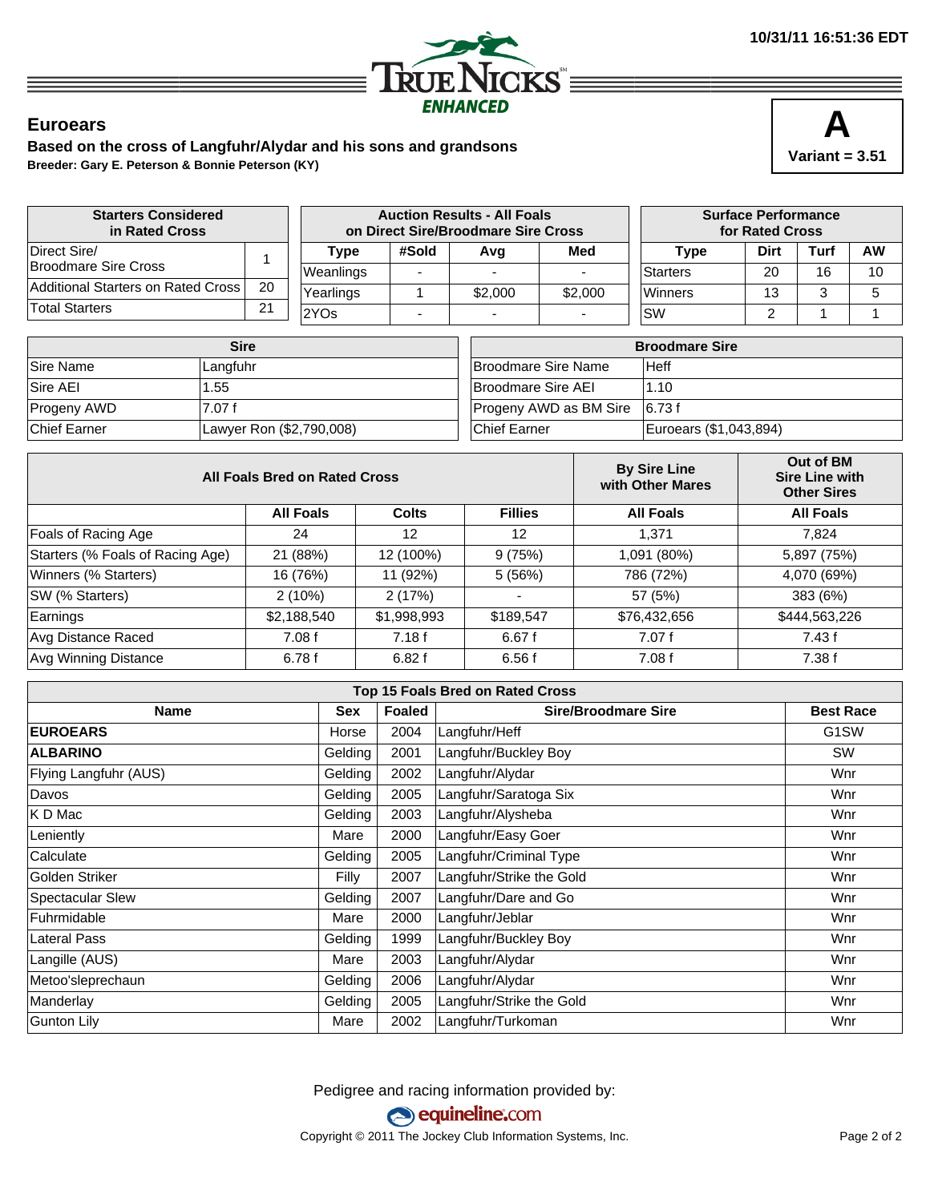10/31/11 16:51:36 EDT

TRUE NICKS ENHANCED

## Euroears

**Based on the cross of Langfuhr/Alydar and his sons and grandsons**

**Breeder: Gary E. Peterson & Bonnie Peterson (KY)**

**A**

**Variant = 3.51**

| Starters Considered in Rated Cross | |
|---|---|
| Direct Sire/ Broodmare Sire Cross | 1 |
| Additional Starters on Rated Cross | 20 |
| Total Starters | 21 |

| Auction Results - All Foals on Direct Sire/Broodmare Sire Cross | | | |
|---|---|---|---|
| Type | #Sold | Avg | Med |
| Weanlings | - | - | - |
| Yearlings | 1 | $2,000 | $2,000 |
| 2YOs | - | - | - |

| Surface Performance for Rated Cross | | | |
|---|---|---|---|
| Type | Dirt | Turf | AW |
| Starters | 20 | 16 | 10 |
| Winners | 13 | 3 | 5 |
| SW | 2 | 1 | 1 |

| Sire | |
|---|---|
| Sire Name | Langfuhr |
| Sire AEI | 1.55 |
| Progeny AWD | 7.07 f |
| Chief Earner | Lawyer Ron ($2,790,008) |

| Broodmare Sire | |
|---|---|
| Broodmare Sire Name | Heff |
| Broodmare Sire AEI | 1.10 |
| Progeny AWD as BM Sire | 6.73 f |
| Chief Earner | Euroears ($1,043,894) |

| All Foals Bred on Rated Cross | | | | By Sire Line with Other Mares | Out of BM Sire Line with Other Sires |
|---|---|---|---|---|---|
| | All Foals | Colts | Fillies | All Foals | All Foals |
| Foals of Racing Age | 24 | 12 | 12 | 1,371 | 7,824 |
| Starters (% Foals of Racing Age) | 21 (88%) | 12 (100%) | 9 (75%) | 1,091 (80%) | 5,897 (75%) |
| Winners (% Starters) | 16 (76%) | 11 (92%) | 5 (56%) | 786 (72%) | 4,070 (69%) |
| SW (% Starters) | 2 (10%) | 2 (17%) | - | 57 (5%) | 383 (6%) |
| Earnings | $2,188,540 | $1,998,993 | $189,547 | $76,432,656 | $444,563,226 |
| Avg Distance Raced | 7.08 f | 7.18 f | 6.67 f | 7.07 f | 7.43 f |
| Avg Winning Distance | 6.78 f | 6.82 f | 6.56 f | 7.08 f | 7.38 f |

| Top 15 Foals Bred on Rated Cross | | | | |
|---|---|---|---|---|
| Name | Sex | Foaled | Sire/Broodmare Sire | Best Race |
| **EUROEARS** | Horse | 2004 | Langfuhr/Heff | G1SW |
| **ALBARINO** | Gelding | 2001 | Langfuhr/Buckley Boy | SW |
| Flying Langfuhr (AUS) | Gelding | 2002 | Langfuhr/Alydar | Wnr |
| Davos | Gelding | 2005 | Langfuhr/Saratoga Six | Wnr |
| K D Mac | Gelding | 2003 | Langfuhr/Alysheba | Wnr |
| Leniently | Mare | 2000 | Langfuhr/Easy Goer | Wnr |
| Calculate | Gelding | 2005 | Langfuhr/Criminal Type | Wnr |
| Golden Striker | Filly | 2007 | Langfuhr/Strike the Gold | Wnr |
| Spectacular Slew | Gelding | 2007 | Langfuhr/Dare and Go | Wnr |
| Fuhrmidable | Mare | 2000 | Langfuhr/Jeblar | Wnr |
| Lateral Pass | Gelding | 1999 | Langfuhr/Buckley Boy | Wnr |
| Langille (AUS) | Mare | 2003 | Langfuhr/Alydar | Wnr |
| Metoo'sleprechaun | Gelding | 2006 | Langfuhr/Alydar | Wnr |
| Manderlay | Gelding | 2005 | Langfuhr/Strike the Gold | Wnr |
| Gunton Lily | Mare | 2002 | Langfuhr/Turkoman | Wnr |

Pedigree and racing information provided by:

equineline.com

Copyright © 2011 The Jockey Club Information Systems, Inc.